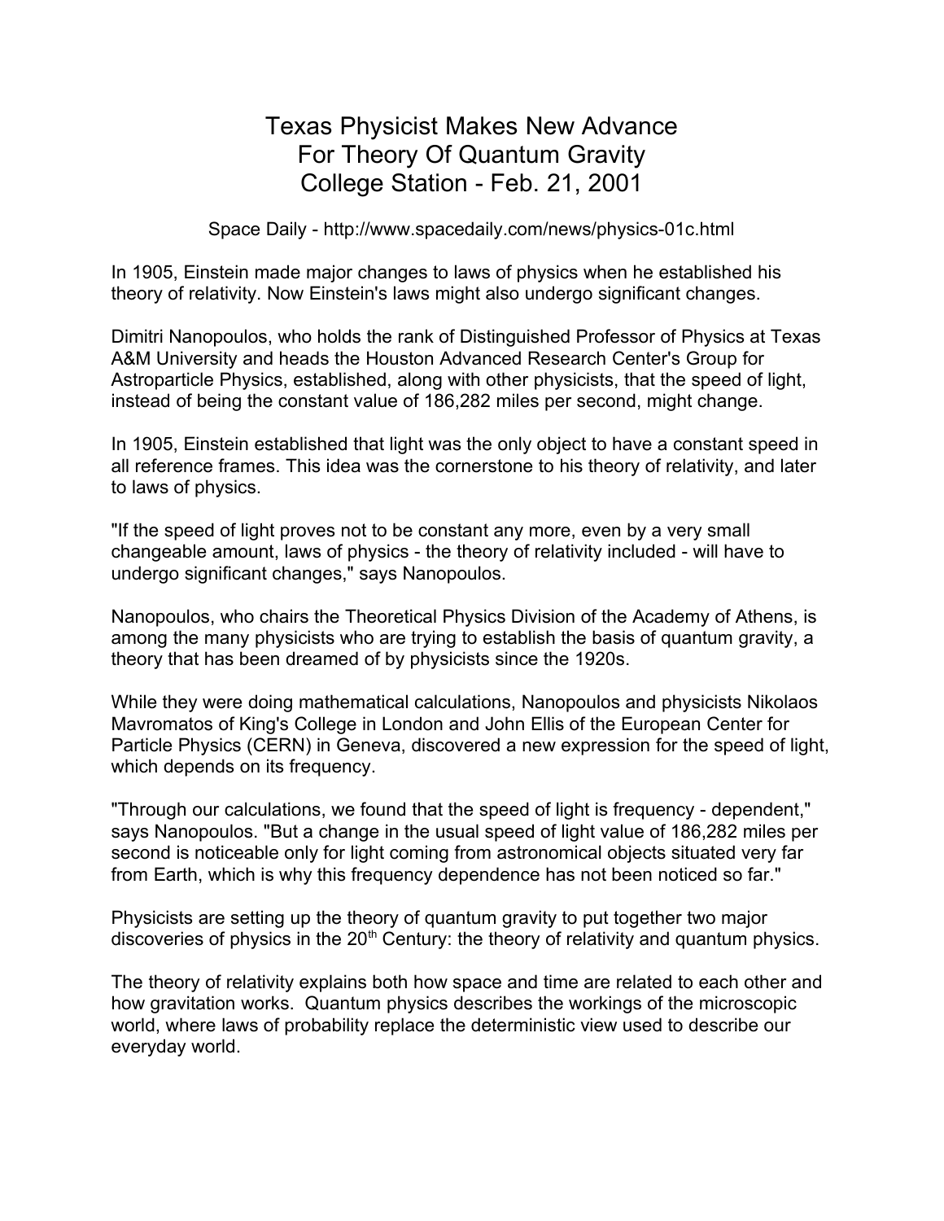# Texas Physicist Makes New Advance For Theory Of Quantum Gravity College Station - Feb. 21, 2001

Space Daily - http://www.spacedaily.com/news/physics-01c.html

In 1905, Einstein made major changes to laws of physics when he established his theory of relativity. Now Einstein's laws might also undergo significant changes.

Dimitri Nanopoulos, who holds the rank of Distinguished Professor of Physics at Texas A&M University and heads the Houston Advanced Research Center's Group for Astroparticle Physics, established, along with other physicists, that the speed of light, instead of being the constant value of 186,282 miles per second, might change.

In 1905, Einstein established that light was the only object to have a constant speed in all reference frames. This idea was the cornerstone to his theory of relativity, and later to laws of physics.

"If the speed of light proves not to be constant any more, even by a very small changeable amount, laws of physics - the theory of relativity included - will have to undergo significant changes," says Nanopoulos.

Nanopoulos, who chairs the Theoretical Physics Division of the Academy of Athens, is among the many physicists who are trying to establish the basis of quantum gravity, a theory that has been dreamed of by physicists since the 1920s.

While they were doing mathematical calculations, Nanopoulos and physicists Nikolaos Mavromatos of King's College in London and John Ellis of the European Center for Particle Physics (CERN) in Geneva, discovered a new expression for the speed of light, which depends on its frequency.

"Through our calculations, we found that the speed of light is frequency - dependent," says Nanopoulos. "But a change in the usual speed of light value of 186,282 miles per second is noticeable only for light coming from astronomical objects situated very far from Earth, which is why this frequency dependence has not been noticed so far."

Physicists are setting up the theory of quantum gravity to put together two major discoveries of physics in the 20th Century: the theory of relativity and quantum physics.

The theory of relativity explains both how space and time are related to each other and how gravitation works. Quantum physics describes the workings of the microscopic world, where laws of probability replace the deterministic view used to describe our everyday world.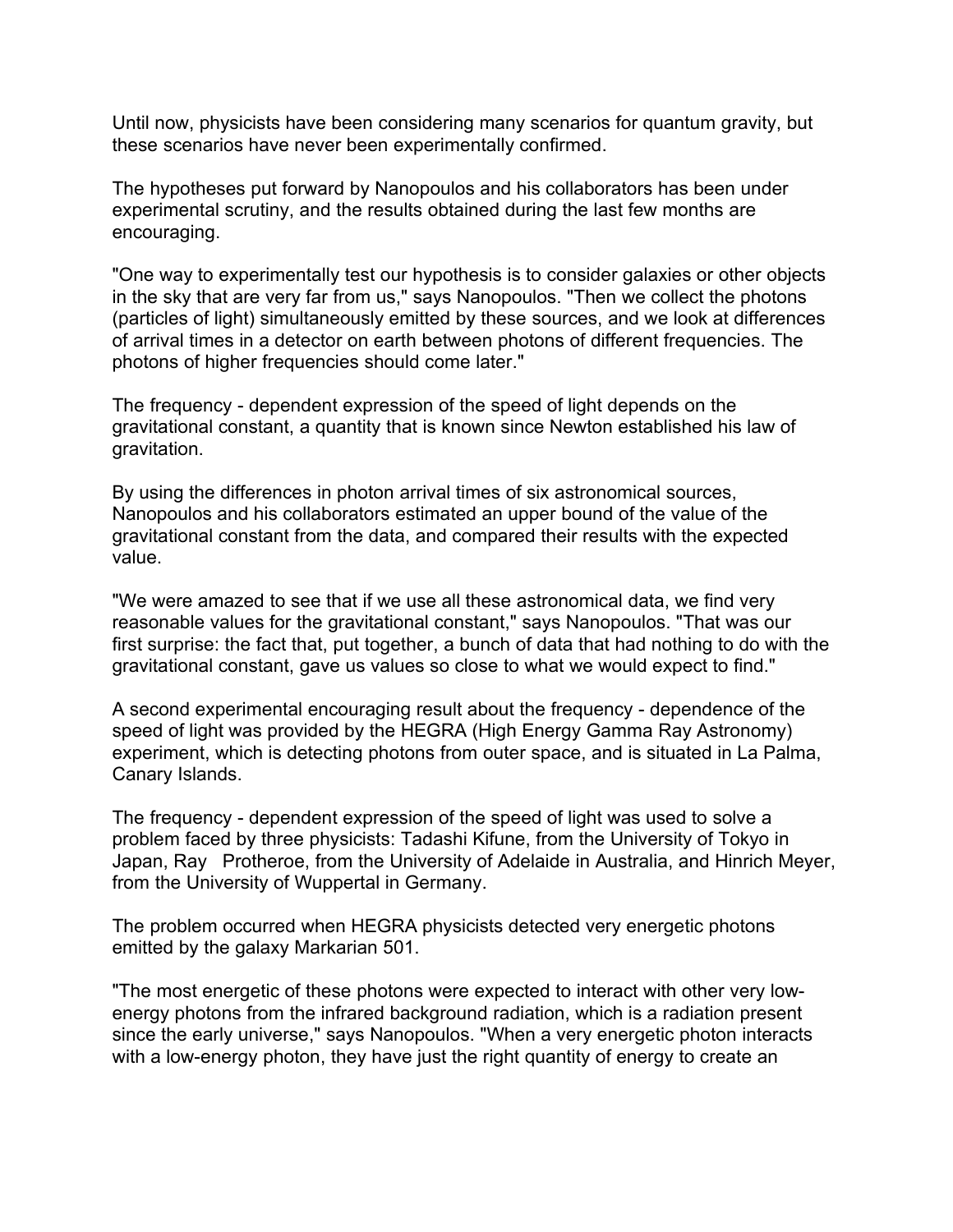Until now, physicists have been considering many scenarios for quantum gravity, but these scenarios have never been experimentally confirmed.

The hypotheses put forward by Nanopoulos and his collaborators has been under experimental scrutiny, and the results obtained during the last few months are encouraging.

"One way to experimentally test our hypothesis is to consider galaxies or other objects in the sky that are very far from us," says Nanopoulos. "Then we collect the photons (particles of light) simultaneously emitted by these sources, and we look at differences of arrival times in a detector on earth between photons of different frequencies. The photons of higher frequencies should come later."

The frequency - dependent expression of the speed of light depends on the gravitational constant, a quantity that is known since Newton established his law of gravitation.

By using the differences in photon arrival times of six astronomical sources, Nanopoulos and his collaborators estimated an upper bound of the value of the gravitational constant from the data, and compared their results with the expected value.

"We were amazed to see that if we use all these astronomical data, we find very reasonable values for the gravitational constant," says Nanopoulos. "That was our first surprise: the fact that, put together, a bunch of data that had nothing to do with the gravitational constant, gave us values so close to what we would expect to find."

A second experimental encouraging result about the frequency - dependence of the speed of light was provided by the HEGRA (High Energy Gamma Ray Astronomy) experiment, which is detecting photons from outer space, and is situated in La Palma, Canary Islands.

The frequency - dependent expression of the speed of light was used to solve a problem faced by three physicists: Tadashi Kifune, from the University of Tokyo in Japan, Ray Protheroe, from the University of Adelaide in Australia, and Hinrich Meyer, from the University of Wuppertal in Germany.

The problem occurred when HEGRA physicists detected very energetic photons emitted by the galaxy Markarian 501.

"The most energetic of these photons were expected to interact with other very low-energy photons from the infrared background radiation, which is a radiation present since the early universe," says Nanopoulos. "When a very energetic photon interacts with a low-energy photon, they have just the right quantity of energy to create an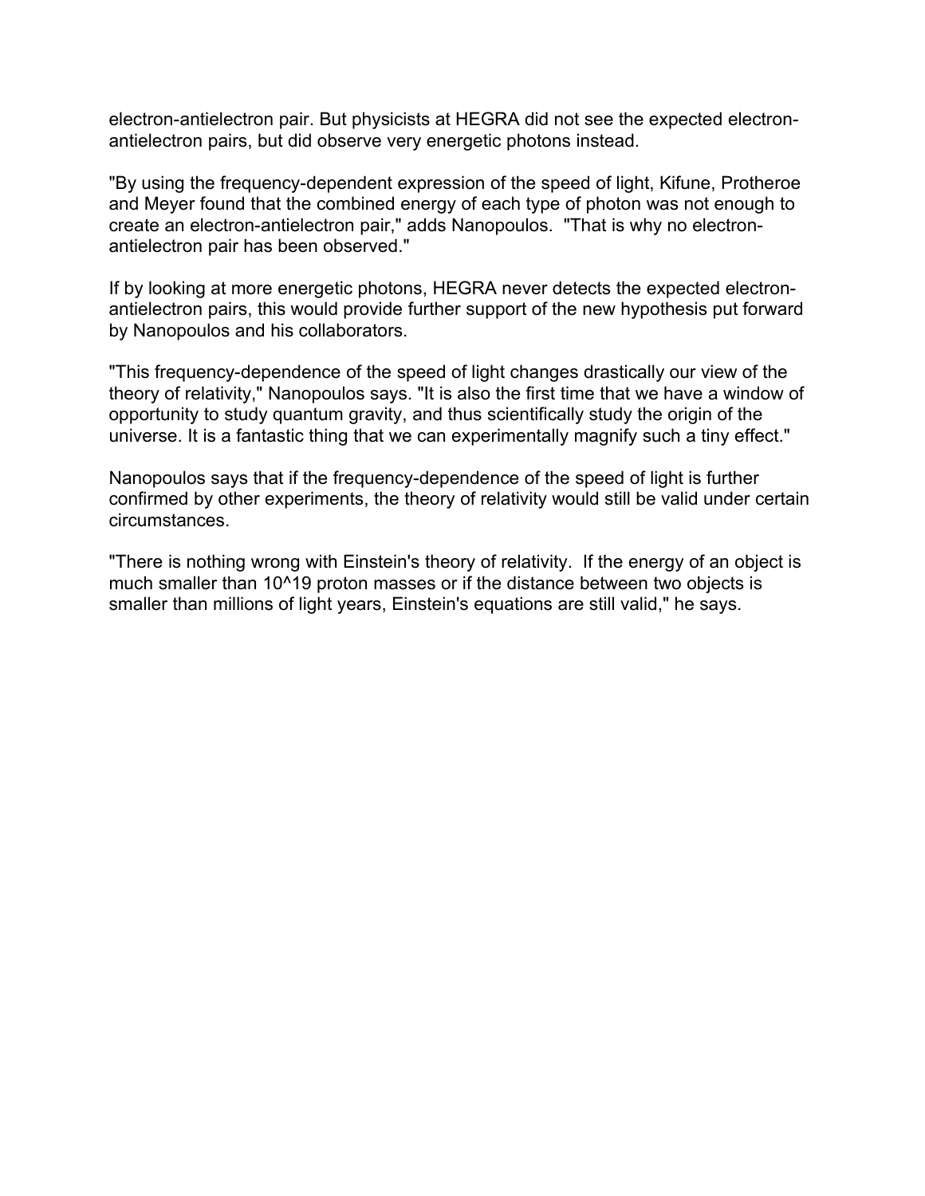electron-antielectron pair. But physicists at HEGRA did not see the expected electron-antielectron pairs, but did observe very energetic photons instead.

"By using the frequency-dependent expression of the speed of light, Kifune, Protheroe and Meyer found that the combined energy of each type of photon was not enough to create an electron-antielectron pair," adds Nanopoulos. "That is why no electron-antielectron pair has been observed."

If by looking at more energetic photons, HEGRA never detects the expected electron-antielectron pairs, this would provide further support of the new hypothesis put forward by Nanopoulos and his collaborators.

"This frequency-dependence of the speed of light changes drastically our view of the theory of relativity," Nanopoulos says. "It is also the first time that we have a window of opportunity to study quantum gravity, and thus scientifically study the origin of the universe. It is a fantastic thing that we can experimentally magnify such a tiny effect."

Nanopoulos says that if the frequency-dependence of the speed of light is further confirmed by other experiments, the theory of relativity would still be valid under certain circumstances.

"There is nothing wrong with Einstein's theory of relativity. If the energy of an object is much smaller than 10^19 proton masses or if the distance between two objects is smaller than millions of light years, Einstein's equations are still valid," he says.